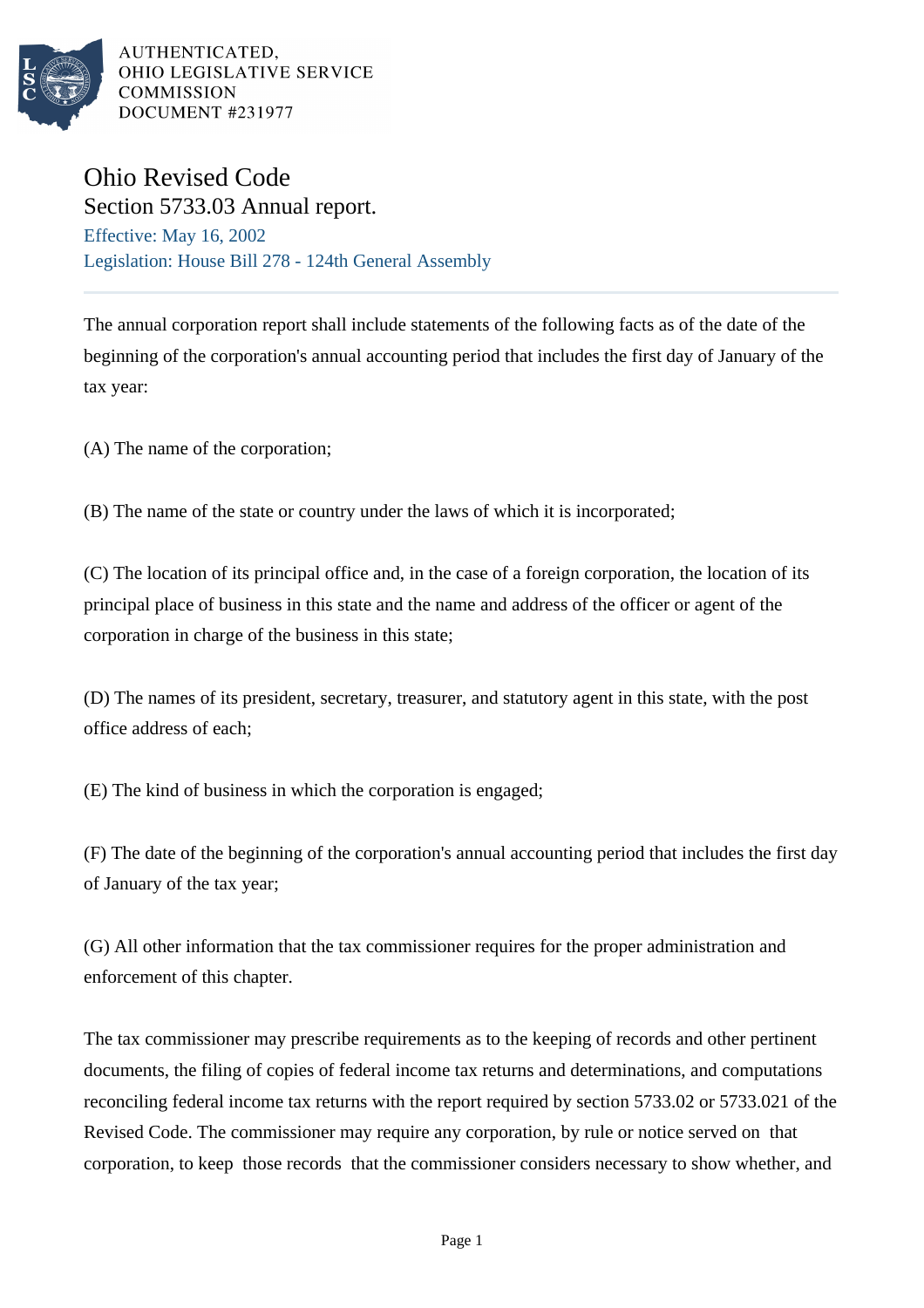AUTHENTICATED,
OHIO LEGISLATIVE SERVICE
COMMISSION
DOCUMENT #231977

# Ohio Revised Code

## Section 5733.03 Annual report.

Effective: May 16, 2002

Legislation: House Bill 278 - 124th General Assembly

The annual corporation report shall include statements of the following facts as of the date of the beginning of the corporation's annual accounting period that includes the first day of January of the tax year:

(A) The name of the corporation;

(B) The name of the state or country under the laws of which it is incorporated;

(C) The location of its principal office and, in the case of a foreign corporation, the location of its principal place of business in this state and the name and address of the officer or agent of the corporation in charge of the business in this state;

(D) The names of its president, secretary, treasurer, and statutory agent in this state, with the post office address of each;

(E) The kind of business in which the corporation is engaged;

(F) The date of the beginning of the corporation's annual accounting period that includes the first day of January of the tax year;

(G) All other information that the tax commissioner requires for the proper administration and enforcement of this chapter.

The tax commissioner may prescribe requirements as to the keeping of records and other pertinent documents, the filing of copies of federal income tax returns and determinations, and computations reconciling federal income tax returns with the report required by section 5733.02 or 5733.021 of the Revised Code. The commissioner may require any corporation, by rule or notice served on that corporation, to keep those records that the commissioner considers necessary to show whether, and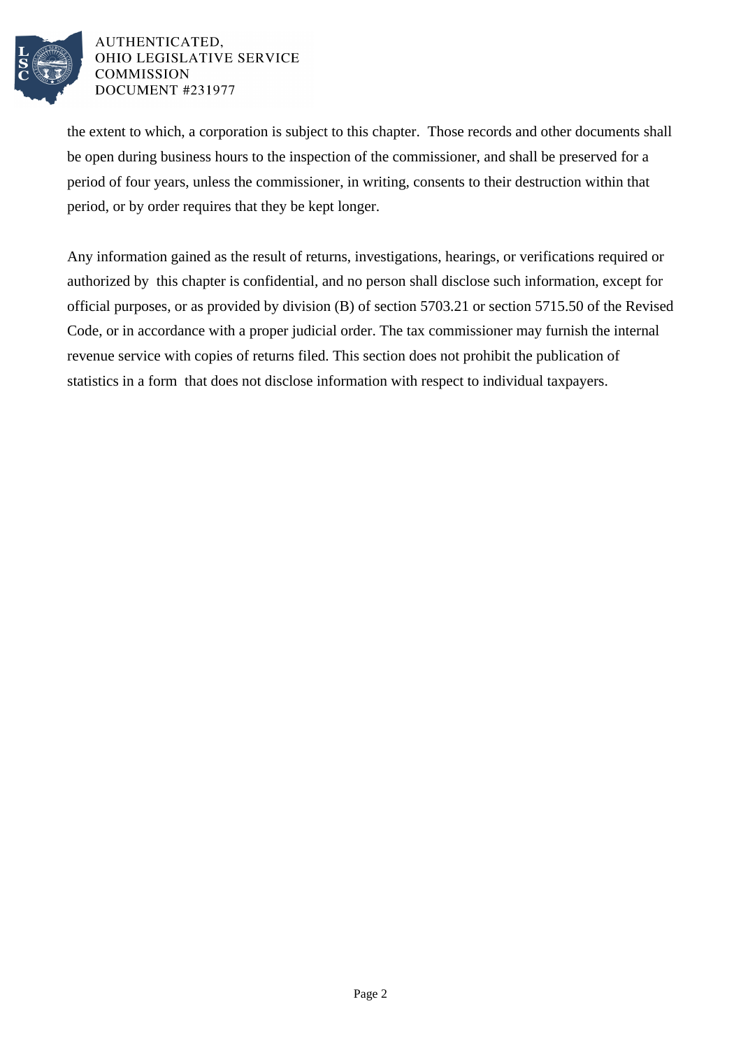the extent to which, a corporation is subject to this chapter. Those records and other documents shall be open during business hours to the inspection of the commissioner, and shall be preserved for a period of four years, unless the commissioner, in writing, consents to their destruction within that period, or by order requires that they be kept longer.

Any information gained as the result of returns, investigations, hearings, or verifications required or authorized by this chapter is confidential, and no person shall disclose such information, except for official purposes, or as provided by division (B) of section 5703.21 or section 5715.50 of the Revised Code, or in accordance with a proper judicial order. The tax commissioner may furnish the internal revenue service with copies of returns filed. This section does not prohibit the publication of statistics in a form that does not disclose information with respect to individual taxpayers.